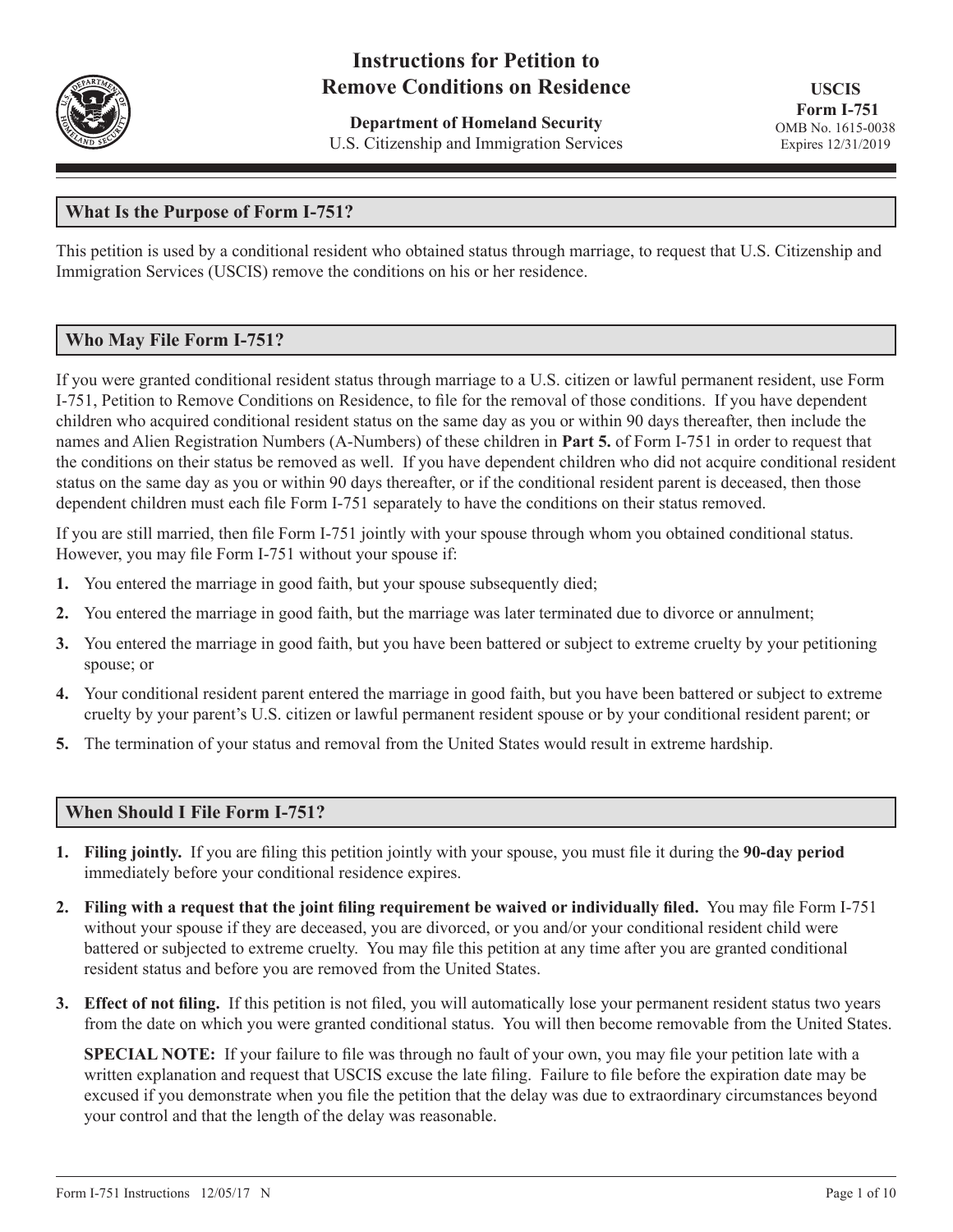# Instructions for Petition to Remove Conditions on Residence

**Department of Homeland Security**
U.S. Citizenship and Immigration Services

**USCIS Form I-751**
OMB No. 1615-0038
Expires 12/31/2019

## What Is the Purpose of Form I-751?

This petition is used by a conditional resident who obtained status through marriage, to request that U.S. Citizenship and Immigration Services (USCIS) remove the conditions on his or her residence.

## Who May File Form I-751?

If you were granted conditional resident status through marriage to a U.S. citizen or lawful permanent resident, use Form I-751, Petition to Remove Conditions on Residence, to file for the removal of those conditions. If you have dependent children who acquired conditional resident status on the same day as you or within 90 days thereafter, then include the names and Alien Registration Numbers (A-Numbers) of these children in **Part 5.** of Form I-751 in order to request that the conditions on their status be removed as well. If you have dependent children who did not acquire conditional resident status on the same day as you or within 90 days thereafter, or if the conditional resident parent is deceased, then those dependent children must each file Form I-751 separately to have the conditions on their status removed.

If you are still married, then file Form I-751 jointly with your spouse through whom you obtained conditional status. However, you may file Form I-751 without your spouse if:

1. You entered the marriage in good faith, but your spouse subsequently died;
2. You entered the marriage in good faith, but the marriage was later terminated due to divorce or annulment;
3. You entered the marriage in good faith, but you have been battered or subject to extreme cruelty by your petitioning spouse; or
4. Your conditional resident parent entered the marriage in good faith, but you have been battered or subject to extreme cruelty by your parent's U.S. citizen or lawful permanent resident spouse or by your conditional resident parent; or
5. The termination of your status and removal from the United States would result in extreme hardship.

## When Should I File Form I-751?

1. **Filing jointly.** If you are filing this petition jointly with your spouse, you must file it during the **90-day period** immediately before your conditional residence expires.
2. **Filing with a request that the joint filing requirement be waived or individually filed.** You may file Form I-751 without your spouse if they are deceased, you are divorced, or you and/or your conditional resident child were battered or subjected to extreme cruelty. You may file this petition at any time after you are granted conditional resident status and before you are removed from the United States.
3. **Effect of not filing.** If this petition is not filed, you will automatically lose your permanent resident status two years from the date on which you were granted conditional status. You will then become removable from the United States.

   **SPECIAL NOTE:** If your failure to file was through no fault of your own, you may file your petition late with a written explanation and request that USCIS excuse the late filing. Failure to file before the expiration date may be excused if you demonstrate when you file the petition that the delay was due to extraordinary circumstances beyond your control and that the length of the delay was reasonable.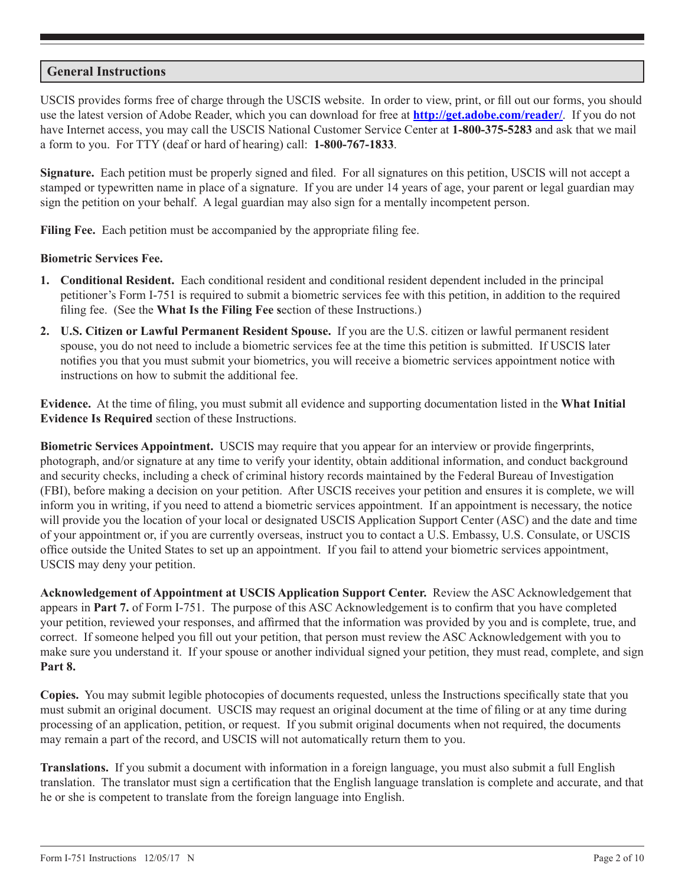## General Instructions

USCIS provides forms free of charge through the USCIS website. In order to view, print, or fill out our forms, you should use the latest version of Adobe Reader, which you can download for free at **http://get.adobe.com/reader/**. If you do not have Internet access, you may call the USCIS National Customer Service Center at **1-800-375-5283** and ask that we mail a form to you. For TTY (deaf or hard of hearing) call: **1-800-767-1833**.

**Signature.** Each petition must be properly signed and filed. For all signatures on this petition, USCIS will not accept a stamped or typewritten name in place of a signature. If you are under 14 years of age, your parent or legal guardian may sign the petition on your behalf. A legal guardian may also sign for a mentally incompetent person.

**Filing Fee.** Each petition must be accompanied by the appropriate filing fee.

**Biometric Services Fee.**

1. **Conditional Resident.** Each conditional resident and conditional resident dependent included in the principal petitioner's Form I-751 is required to submit a biometric services fee with this petition, in addition to the required filing fee. (See the **What Is the Filing Fee s**ection of these Instructions.)
2. **U.S. Citizen or Lawful Permanent Resident Spouse.** If you are the U.S. citizen or lawful permanent resident spouse, you do not need to include a biometric services fee at the time this petition is submitted. If USCIS later notifies you that you must submit your biometrics, you will receive a biometric services appointment notice with instructions on how to submit the additional fee.

**Evidence.** At the time of filing, you must submit all evidence and supporting documentation listed in the **What Initial Evidence Is Required** section of these Instructions.

**Biometric Services Appointment.** USCIS may require that you appear for an interview or provide fingerprints, photograph, and/or signature at any time to verify your identity, obtain additional information, and conduct background and security checks, including a check of criminal history records maintained by the Federal Bureau of Investigation (FBI), before making a decision on your petition. After USCIS receives your petition and ensures it is complete, we will inform you in writing, if you need to attend a biometric services appointment. If an appointment is necessary, the notice will provide you the location of your local or designated USCIS Application Support Center (ASC) and the date and time of your appointment or, if you are currently overseas, instruct you to contact a U.S. Embassy, U.S. Consulate, or USCIS office outside the United States to set up an appointment. If you fail to attend your biometric services appointment, USCIS may deny your petition.

**Acknowledgement of Appointment at USCIS Application Support Center.** Review the ASC Acknowledgement that appears in **Part 7.** of Form I-751. The purpose of this ASC Acknowledgement is to confirm that you have completed your petition, reviewed your responses, and affirmed that the information was provided by you and is complete, true, and correct. If someone helped you fill out your petition, that person must review the ASC Acknowledgement with you to make sure you understand it. If your spouse or another individual signed your petition, they must read, complete, and sign **Part 8.**

**Copies.** You may submit legible photocopies of documents requested, unless the Instructions specifically state that you must submit an original document. USCIS may request an original document at the time of filing or at any time during processing of an application, petition, or request. If you submit original documents when not required, the documents may remain a part of the record, and USCIS will not automatically return them to you.

**Translations.** If you submit a document with information in a foreign language, you must also submit a full English translation. The translator must sign a certification that the English language translation is complete and accurate, and that he or she is competent to translate from the foreign language into English.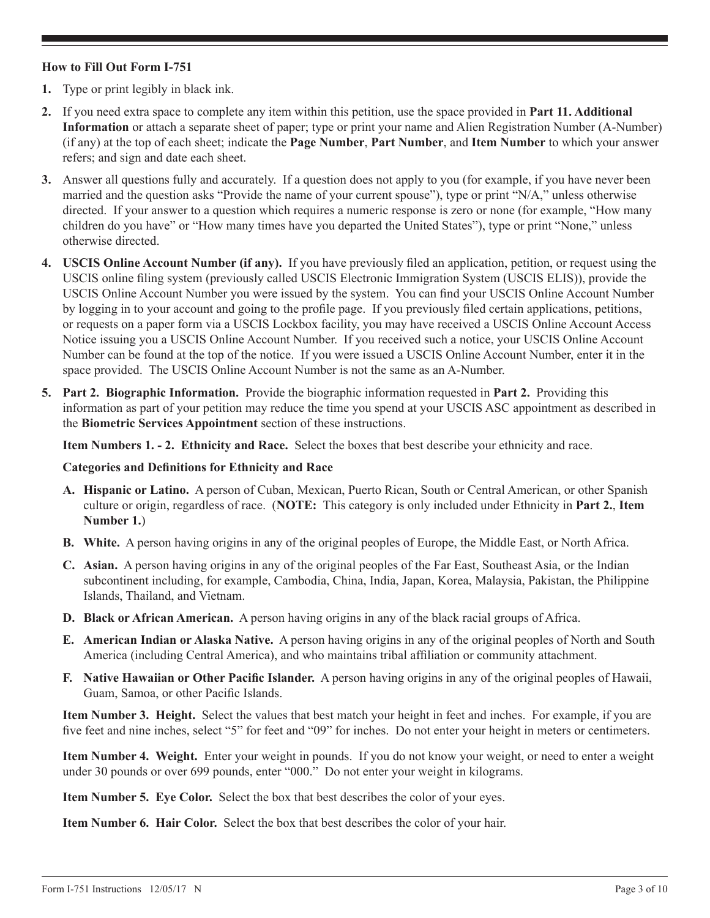**How to Fill Out Form I-751**

1. Type or print legibly in black ink.

2. If you need extra space to complete any item within this petition, use the space provided in **Part 11. Additional Information** or attach a separate sheet of paper; type or print your name and Alien Registration Number (A-Number) (if any) at the top of each sheet; indicate the **Page Number**, **Part Number**, and **Item Number** to which your answer refers; and sign and date each sheet.

3. Answer all questions fully and accurately. If a question does not apply to you (for example, if you have never been married and the question asks "Provide the name of your current spouse"), type or print "N/A," unless otherwise directed. If your answer to a question which requires a numeric response is zero or none (for example, "How many children do you have" or "How many times have you departed the United States"), type or print "None," unless otherwise directed.

4. **USCIS Online Account Number (if any).** If you have previously filed an application, petition, or request using the USCIS online filing system (previously called USCIS Electronic Immigration System (USCIS ELIS)), provide the USCIS Online Account Number you were issued by the system. You can find your USCIS Online Account Number by logging in to your account and going to the profile page. If you previously filed certain applications, petitions, or requests on a paper form via a USCIS Lockbox facility, you may have received a USCIS Online Account Access Notice issuing you a USCIS Online Account Number. If you received such a notice, your USCIS Online Account Number can be found at the top of the notice. If you were issued a USCIS Online Account Number, enter it in the space provided. The USCIS Online Account Number is not the same as an A-Number.

5. **Part 2. Biographic Information.** Provide the biographic information requested in **Part 2.** Providing this information as part of your petition may reduce the time you spend at your USCIS ASC appointment as described in the **Biometric Services Appointment** section of these instructions.

   **Item Numbers 1. - 2. Ethnicity and Race.** Select the boxes that best describe your ethnicity and race.

   **Categories and Definitions for Ethnicity and Race**

   A. **Hispanic or Latino.** A person of Cuban, Mexican, Puerto Rican, South or Central American, or other Spanish culture or origin, regardless of race. (**NOTE:** This category is only included under Ethnicity in **Part 2.**, **Item Number 1.**)

   B. **White.** A person having origins in any of the original peoples of Europe, the Middle East, or North Africa.

   C. **Asian.** A person having origins in any of the original peoples of the Far East, Southeast Asia, or the Indian subcontinent including, for example, Cambodia, China, India, Japan, Korea, Malaysia, Pakistan, the Philippine Islands, Thailand, and Vietnam.

   D. **Black or African American.** A person having origins in any of the black racial groups of Africa.

   E. **American Indian or Alaska Native.** A person having origins in any of the original peoples of North and South America (including Central America), and who maintains tribal affiliation or community attachment.

   F. **Native Hawaiian or Other Pacific Islander.** A person having origins in any of the original peoples of Hawaii, Guam, Samoa, or other Pacific Islands.

   **Item Number 3. Height.** Select the values that best match your height in feet and inches. For example, if you are five feet and nine inches, select "5" for feet and "09" for inches. Do not enter your height in meters or centimeters.

   **Item Number 4. Weight.** Enter your weight in pounds. If you do not know your weight, or need to enter a weight under 30 pounds or over 699 pounds, enter "000." Do not enter your weight in kilograms.

   **Item Number 5. Eye Color.** Select the box that best describes the color of your eyes.

   **Item Number 6. Hair Color.** Select the box that best describes the color of your hair.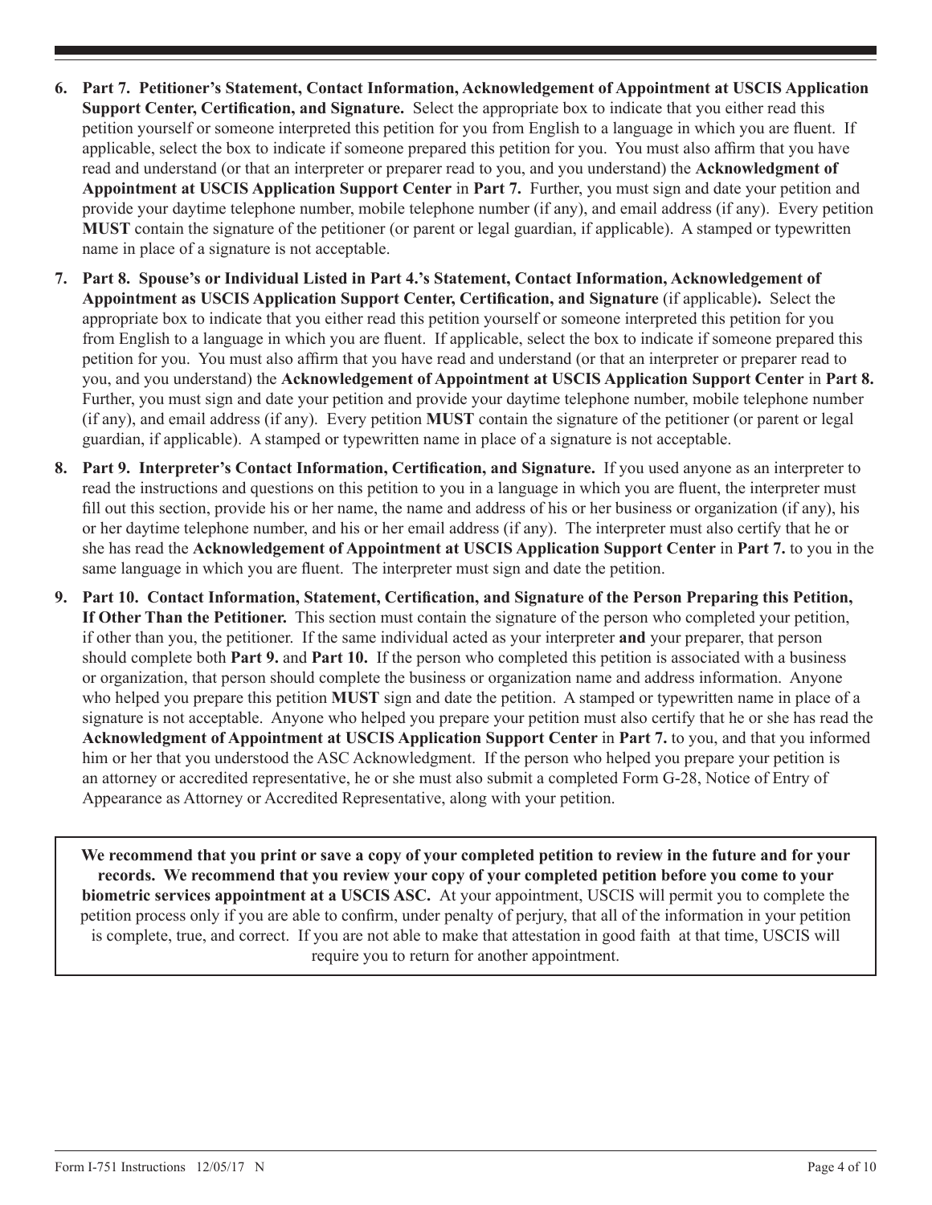6. **Part 7. Petitioner's Statement, Contact Information, Acknowledgement of Appointment at USCIS Application Support Center, Certification, and Signature.** Select the appropriate box to indicate that you either read this petition yourself or someone interpreted this petition for you from English to a language in which you are fluent. If applicable, select the box to indicate if someone prepared this petition for you. You must also affirm that you have read and understand (or that an interpreter or preparer read to you, and you understand) the **Acknowledgment of Appointment at USCIS Application Support Center** in **Part 7.** Further, you must sign and date your petition and provide your daytime telephone number, mobile telephone number (if any), and email address (if any). Every petition **MUST** contain the signature of the petitioner (or parent or legal guardian, if applicable). A stamped or typewritten name in place of a signature is not acceptable.

7. **Part 8. Spouse's or Individual Listed in Part 4.'s Statement, Contact Information, Acknowledgement of Appointment as USCIS Application Support Center, Certification, and Signature** (if applicable)**.** Select the appropriate box to indicate that you either read this petition yourself or someone interpreted this petition for you from English to a language in which you are fluent. If applicable, select the box to indicate if someone prepared this petition for you. You must also affirm that you have read and understand (or that an interpreter or preparer read to you, and you understand) the **Acknowledgement of Appointment at USCIS Application Support Center** in **Part 8.** Further, you must sign and date your petition and provide your daytime telephone number, mobile telephone number (if any), and email address (if any). Every petition **MUST** contain the signature of the petitioner (or parent or legal guardian, if applicable). A stamped or typewritten name in place of a signature is not acceptable.

8. **Part 9. Interpreter's Contact Information, Certification, and Signature.** If you used anyone as an interpreter to read the instructions and questions on this petition to you in a language in which you are fluent, the interpreter must fill out this section, provide his or her name, the name and address of his or her business or organization (if any), his or her daytime telephone number, and his or her email address (if any). The interpreter must also certify that he or she has read the **Acknowledgement of Appointment at USCIS Application Support Center** in **Part 7.** to you in the same language in which you are fluent. The interpreter must sign and date the petition.

9. **Part 10. Contact Information, Statement, Certification, and Signature of the Person Preparing this Petition, If Other Than the Petitioner.** This section must contain the signature of the person who completed your petition, if other than you, the petitioner. If the same individual acted as your interpreter **and** your preparer, that person should complete both **Part 9.** and **Part 10.** If the person who completed this petition is associated with a business or organization, that person should complete the business or organization name and address information. Anyone who helped you prepare this petition **MUST** sign and date the petition. A stamped or typewritten name in place of a signature is not acceptable. Anyone who helped you prepare your petition must also certify that he or she has read the **Acknowledgment of Appointment at USCIS Application Support Center** in **Part 7.** to you, and that you informed him or her that you understood the ASC Acknowledgment. If the person who helped you prepare your petition is an attorney or accredited representative, he or she must also submit a completed Form G-28, Notice of Entry of Appearance as Attorney or Accredited Representative, along with your petition.

**We recommend that you print or save a copy of your completed petition to review in the future and for your records. We recommend that you review your copy of your completed petition before you come to your biometric services appointment at a USCIS ASC.** At your appointment, USCIS will permit you to complete the petition process only if you are able to confirm, under penalty of perjury, that all of the information in your petition is complete, true, and correct. If you are not able to make that attestation in good faith at that time, USCIS will require you to return for another appointment.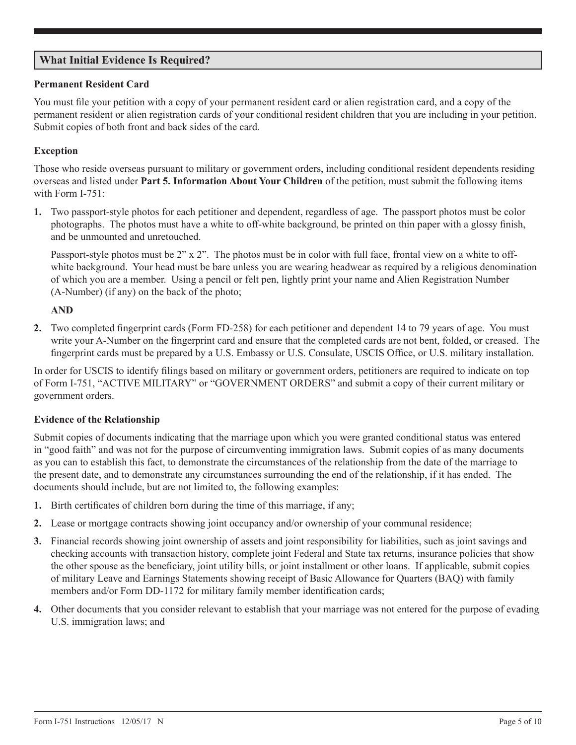## What Initial Evidence Is Required?

**Permanent Resident Card**

You must file your petition with a copy of your permanent resident card or alien registration card, and a copy of the permanent resident or alien registration cards of your conditional resident children that you are including in your petition. Submit copies of both front and back sides of the card.

**Exception**

Those who reside overseas pursuant to military or government orders, including conditional resident dependents residing overseas and listed under **Part 5. Information About Your Children** of the petition, must submit the following items with Form I-751:

**1.** Two passport-style photos for each petitioner and dependent, regardless of age. The passport photos must be color photographs. The photos must have a white to off-white background, be printed on thin paper with a glossy finish, and be unmounted and unretouched.

Passport-style photos must be 2" x 2". The photos must be in color with full face, frontal view on a white to off-white background. Your head must be bare unless you are wearing headwear as required by a religious denomination of which you are a member. Using a pencil or felt pen, lightly print your name and Alien Registration Number (A-Number) (if any) on the back of the photo;

**AND**

**2.** Two completed fingerprint cards (Form FD-258) for each petitioner and dependent 14 to 79 years of age. You must write your A-Number on the fingerprint card and ensure that the completed cards are not bent, folded, or creased. The fingerprint cards must be prepared by a U.S. Embassy or U.S. Consulate, USCIS Office, or U.S. military installation.

In order for USCIS to identify filings based on military or government orders, petitioners are required to indicate on top of Form I-751, "ACTIVE MILITARY" or "GOVERNMENT ORDERS" and submit a copy of their current military or government orders.

**Evidence of the Relationship**

Submit copies of documents indicating that the marriage upon which you were granted conditional status was entered in "good faith" and was not for the purpose of circumventing immigration laws. Submit copies of as many documents as you can to establish this fact, to demonstrate the circumstances of the relationship from the date of the marriage to the present date, and to demonstrate any circumstances surrounding the end of the relationship, if it has ended. The documents should include, but are not limited to, the following examples:

**1.** Birth certificates of children born during the time of this marriage, if any;

**2.** Lease or mortgage contracts showing joint occupancy and/or ownership of your communal residence;

**3.** Financial records showing joint ownership of assets and joint responsibility for liabilities, such as joint savings and checking accounts with transaction history, complete joint Federal and State tax returns, insurance policies that show the other spouse as the beneficiary, joint utility bills, or joint installment or other loans. If applicable, submit copies of military Leave and Earnings Statements showing receipt of Basic Allowance for Quarters (BAQ) with family members and/or Form DD-1172 for military family member identification cards;

**4.** Other documents that you consider relevant to establish that your marriage was not entered for the purpose of evading U.S. immigration laws; and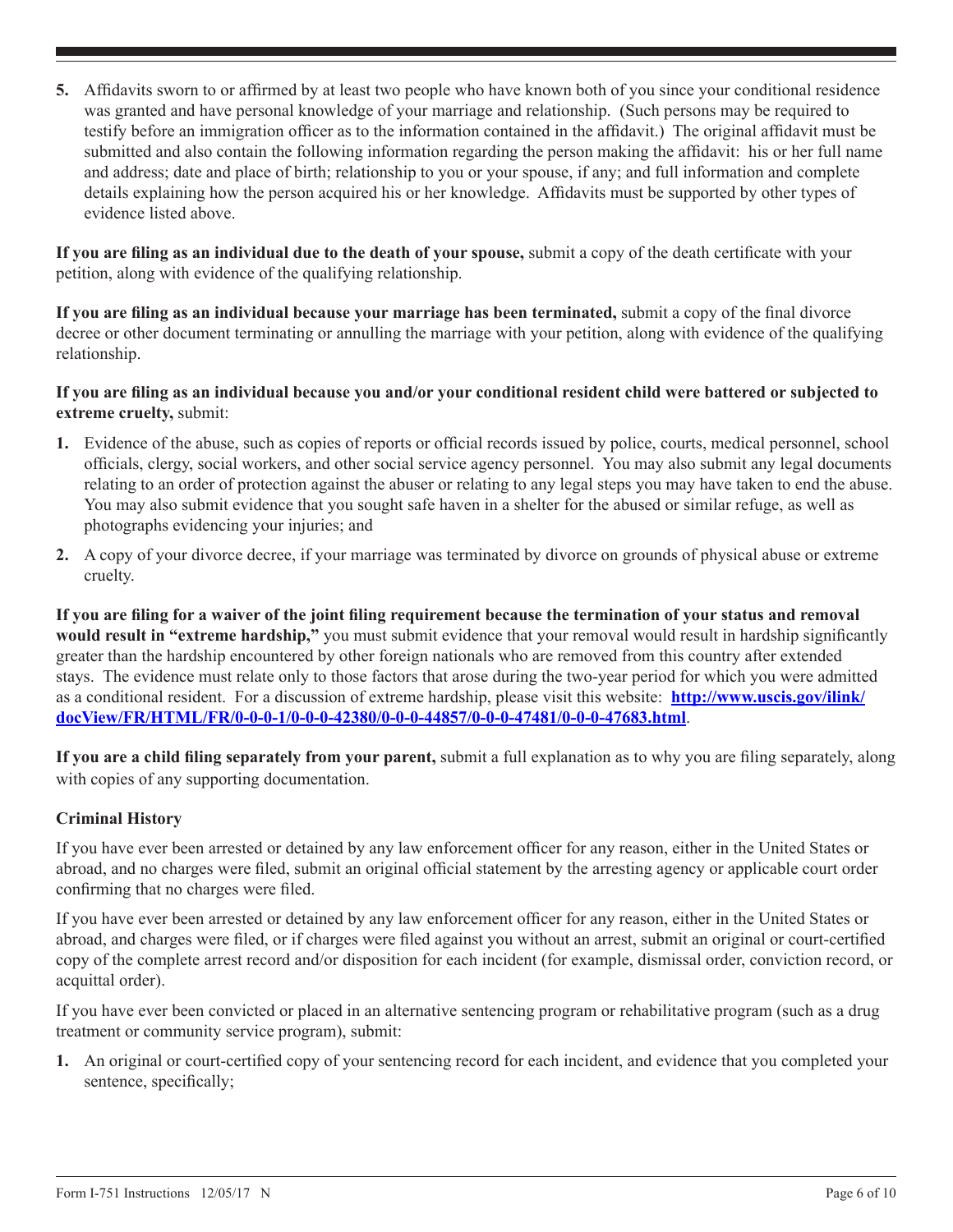5. Affidavits sworn to or affirmed by at least two people who have known both of you since your conditional residence was granted and have personal knowledge of your marriage and relationship. (Such persons may be required to testify before an immigration officer as to the information contained in the affidavit.) The original affidavit must be submitted and also contain the following information regarding the person making the affidavit: his or her full name and address; date and place of birth; relationship to you or your spouse, if any; and full information and complete details explaining how the person acquired his or her knowledge. Affidavits must be supported by other types of evidence listed above.

**If you are filing as an individual due to the death of your spouse,** submit a copy of the death certificate with your petition, along with evidence of the qualifying relationship.

**If you are filing as an individual because your marriage has been terminated,** submit a copy of the final divorce decree or other document terminating or annulling the marriage with your petition, along with evidence of the qualifying relationship.

**If you are filing as an individual because you and/or your conditional resident child were battered or subjected to extreme cruelty,** submit:

1. Evidence of the abuse, such as copies of reports or official records issued by police, courts, medical personnel, school officials, clergy, social workers, and other social service agency personnel. You may also submit any legal documents relating to an order of protection against the abuser or relating to any legal steps you may have taken to end the abuse. You may also submit evidence that you sought safe haven in a shelter for the abused or similar refuge, as well as photographs evidencing your injuries; and
2. A copy of your divorce decree, if your marriage was terminated by divorce on grounds of physical abuse or extreme cruelty.

**If you are filing for a waiver of the joint filing requirement because the termination of your status and removal would result in "extreme hardship,"** you must submit evidence that your removal would result in hardship significantly greater than the hardship encountered by other foreign nationals who are removed from this country after extended stays. The evidence must relate only to those factors that arose during the two-year period for which you were admitted as a conditional resident. For a discussion of extreme hardship, please visit this website: **http://www.uscis.gov/ilink/docView/FR/HTML/FR/0-0-0-1/0-0-0-42380/0-0-0-44857/0-0-0-47481/0-0-0-47683.html**.

**If you are a child filing separately from your parent,** submit a full explanation as to why you are filing separately, along with copies of any supporting documentation.

### Criminal History

If you have ever been arrested or detained by any law enforcement officer for any reason, either in the United States or abroad, and no charges were filed, submit an original official statement by the arresting agency or applicable court order confirming that no charges were filed.

If you have ever been arrested or detained by any law enforcement officer for any reason, either in the United States or abroad, and charges were filed, or if charges were filed against you without an arrest, submit an original or court-certified copy of the complete arrest record and/or disposition for each incident (for example, dismissal order, conviction record, or acquittal order).

If you have ever been convicted or placed in an alternative sentencing program or rehabilitative program (such as a drug treatment or community service program), submit:

1. An original or court-certified copy of your sentencing record for each incident, and evidence that you completed your sentence, specifically;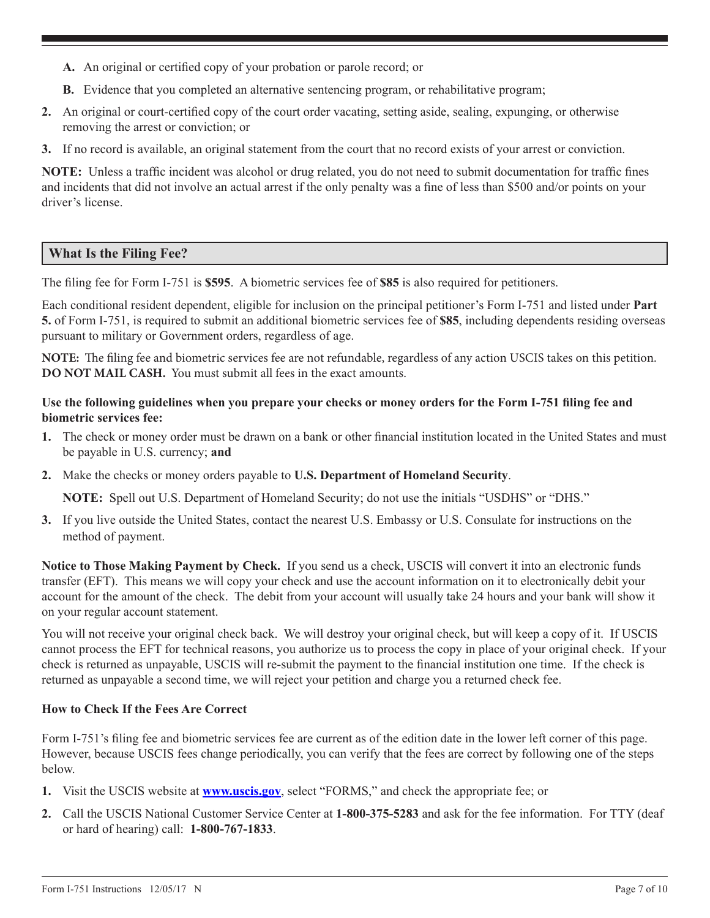- **A.** An original or certified copy of your probation or parole record; or
   - **B.** Evidence that you completed an alternative sentencing program, or rehabilitative program;

2. An original or court-certified copy of the court order vacating, setting aside, sealing, expunging, or otherwise removing the arrest or conviction; or

3. If no record is available, an original statement from the court that no record exists of your arrest or conviction.

**NOTE:** Unless a traffic incident was alcohol or drug related, you do not need to submit documentation for traffic fines and incidents that did not involve an actual arrest if the only penalty was a fine of less than $500 and/or points on your driver's license.

## What Is the Filing Fee?

The filing fee for Form I-751 is **$595**. A biometric services fee of **$85** is also required for petitioners.

Each conditional resident dependent, eligible for inclusion on the principal petitioner's Form I-751 and listed under **Part 5.** of Form I-751, is required to submit an additional biometric services fee of **$85**, including dependents residing overseas pursuant to military or Government orders, regardless of age.

**NOTE:** The filing fee and biometric services fee are not refundable, regardless of any action USCIS takes on this petition. **DO NOT MAIL CASH.** You must submit all fees in the exact amounts.

**Use the following guidelines when you prepare your checks or money orders for the Form I-751 filing fee and biometric services fee:**

1. The check or money order must be drawn on a bank or other financial institution located in the United States and must be payable in U.S. currency; **and**

2. Make the checks or money orders payable to **U.S. Department of Homeland Security**.

   **NOTE:** Spell out U.S. Department of Homeland Security; do not use the initials "USDHS" or "DHS."

3. If you live outside the United States, contact the nearest U.S. Embassy or U.S. Consulate for instructions on the method of payment.

**Notice to Those Making Payment by Check.** If you send us a check, USCIS will convert it into an electronic funds transfer (EFT). This means we will copy your check and use the account information on it to electronically debit your account for the amount of the check. The debit from your account will usually take 24 hours and your bank will show it on your regular account statement.

You will not receive your original check back. We will destroy your original check, but will keep a copy of it. If USCIS cannot process the EFT for technical reasons, you authorize us to process the copy in place of your original check. If your check is returned as unpayable, USCIS will re-submit the payment to the financial institution one time. If the check is returned as unpayable a second time, we will reject your petition and charge you a returned check fee.

### How to Check If the Fees Are Correct

Form I-751's filing fee and biometric services fee are current as of the edition date in the lower left corner of this page. However, because USCIS fees change periodically, you can verify that the fees are correct by following one of the steps below.

1. Visit the USCIS website at **[www.uscis.gov](http://www.uscis.gov)**, select "FORMS," and check the appropriate fee; or

2. Call the USCIS National Customer Service Center at **1-800-375-5283** and ask for the fee information. For TTY (deaf or hard of hearing) call: **1-800-767-1833**.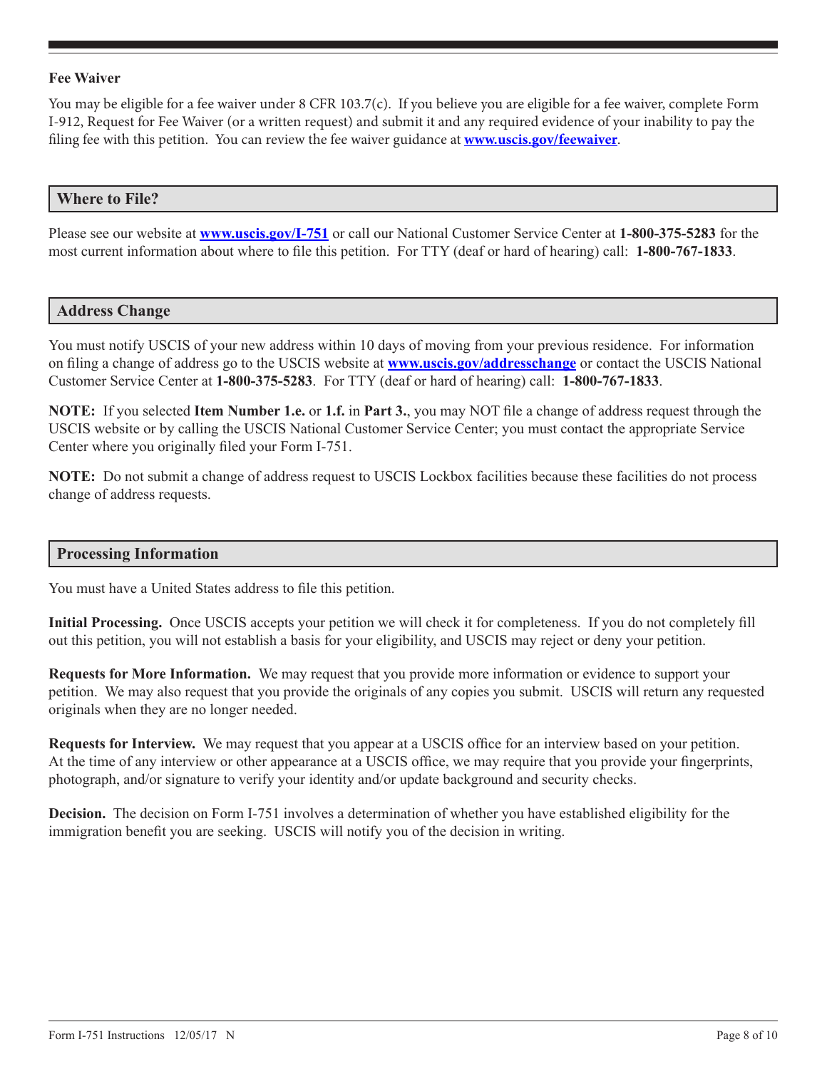**Fee Waiver**

You may be eligible for a fee waiver under 8 CFR 103.7(c). If you believe you are eligible for a fee waiver, complete Form I-912, Request for Fee Waiver (or a written request) and submit it and any required evidence of your inability to pay the filing fee with this petition. You can review the fee waiver guidance at **www.uscis.gov/feewaiver**.

## Where to File?

Please see our website at **www.uscis.gov/I-751** or call our National Customer Service Center at **1-800-375-5283** for the most current information about where to file this petition. For TTY (deaf or hard of hearing) call: **1-800-767-1833**.

## Address Change

You must notify USCIS of your new address within 10 days of moving from your previous residence. For information on filing a change of address go to the USCIS website at **www.uscis.gov/addresschange** or contact the USCIS National Customer Service Center at **1-800-375-5283**. For TTY (deaf or hard of hearing) call: **1-800-767-1833**.

**NOTE:** If you selected **Item Number 1.e.** or **1.f.** in **Part 3.**, you may NOT file a change of address request through the USCIS website or by calling the USCIS National Customer Service Center; you must contact the appropriate Service Center where you originally filed your Form I-751.

**NOTE:** Do not submit a change of address request to USCIS Lockbox facilities because these facilities do not process change of address requests.

## Processing Information

You must have a United States address to file this petition.

**Initial Processing.** Once USCIS accepts your petition we will check it for completeness. If you do not completely fill out this petition, you will not establish a basis for your eligibility, and USCIS may reject or deny your petition.

**Requests for More Information.** We may request that you provide more information or evidence to support your petition. We may also request that you provide the originals of any copies you submit. USCIS will return any requested originals when they are no longer needed.

**Requests for Interview.** We may request that you appear at a USCIS office for an interview based on your petition. At the time of any interview or other appearance at a USCIS office, we may require that you provide your fingerprints, photograph, and/or signature to verify your identity and/or update background and security checks.

**Decision.** The decision on Form I-751 involves a determination of whether you have established eligibility for the immigration benefit you are seeking. USCIS will notify you of the decision in writing.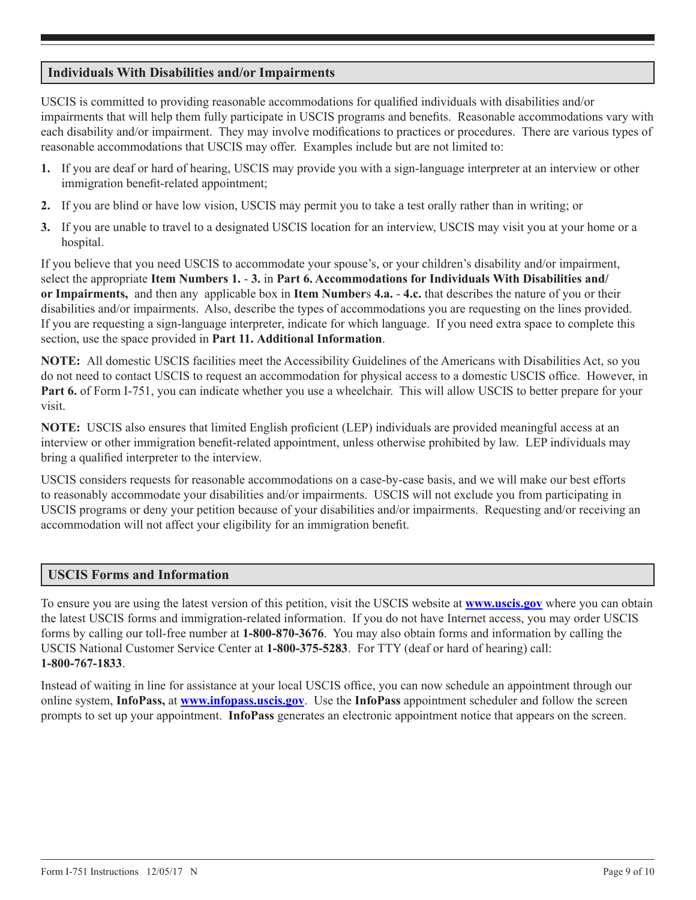## Individuals With Disabilities and/or Impairments

USCIS is committed to providing reasonable accommodations for qualified individuals with disabilities and/or impairments that will help them fully participate in USCIS programs and benefits. Reasonable accommodations vary with each disability and/or impairment. They may involve modifications to practices or procedures. There are various types of reasonable accommodations that USCIS may offer. Examples include but are not limited to:

1. If you are deaf or hard of hearing, USCIS may provide you with a sign-language interpreter at an interview or other immigration benefit-related appointment;
2. If you are blind or have low vision, USCIS may permit you to take a test orally rather than in writing; or
3. If you are unable to travel to a designated USCIS location for an interview, USCIS may visit you at your home or a hospital.

If you believe that you need USCIS to accommodate your spouse's, or your children's disability and/or impairment, select the appropriate **Item Numbers 1.** - **3.** in **Part 6. Accommodations for Individuals With Disabilities and/or Impairments,** and then any applicable box in **Item Number**s **4.a.** - **4.c.** that describes the nature of you or their disabilities and/or impairments. Also, describe the types of accommodations you are requesting on the lines provided. If you are requesting a sign-language interpreter, indicate for which language. If you need extra space to complete this section, use the space provided in **Part 11. Additional Information**.

**NOTE:** All domestic USCIS facilities meet the Accessibility Guidelines of the Americans with Disabilities Act, so you do not need to contact USCIS to request an accommodation for physical access to a domestic USCIS office. However, in **Part 6.** of Form I-751, you can indicate whether you use a wheelchair. This will allow USCIS to better prepare for your visit.

**NOTE:** USCIS also ensures that limited English proficient (LEP) individuals are provided meaningful access at an interview or other immigration benefit-related appointment, unless otherwise prohibited by law. LEP individuals may bring a qualified interpreter to the interview.

USCIS considers requests for reasonable accommodations on a case-by-case basis, and we will make our best efforts to reasonably accommodate your disabilities and/or impairments. USCIS will not exclude you from participating in USCIS programs or deny your petition because of your disabilities and/or impairments. Requesting and/or receiving an accommodation will not affect your eligibility for an immigration benefit.

## USCIS Forms and Information

To ensure you are using the latest version of this petition, visit the USCIS website at **www.uscis.gov** where you can obtain the latest USCIS forms and immigration-related information. If you do not have Internet access, you may order USCIS forms by calling our toll-free number at **1-800-870-3676**. You may also obtain forms and information by calling the USCIS National Customer Service Center at **1-800-375-5283**. For TTY (deaf or hard of hearing) call: **1-800-767-1833**.

Instead of waiting in line for assistance at your local USCIS office, you can now schedule an appointment through our online system, **InfoPass,** at **www.infopass.uscis.gov**. Use the **InfoPass** appointment scheduler and follow the screen prompts to set up your appointment. **InfoPass** generates an electronic appointment notice that appears on the screen.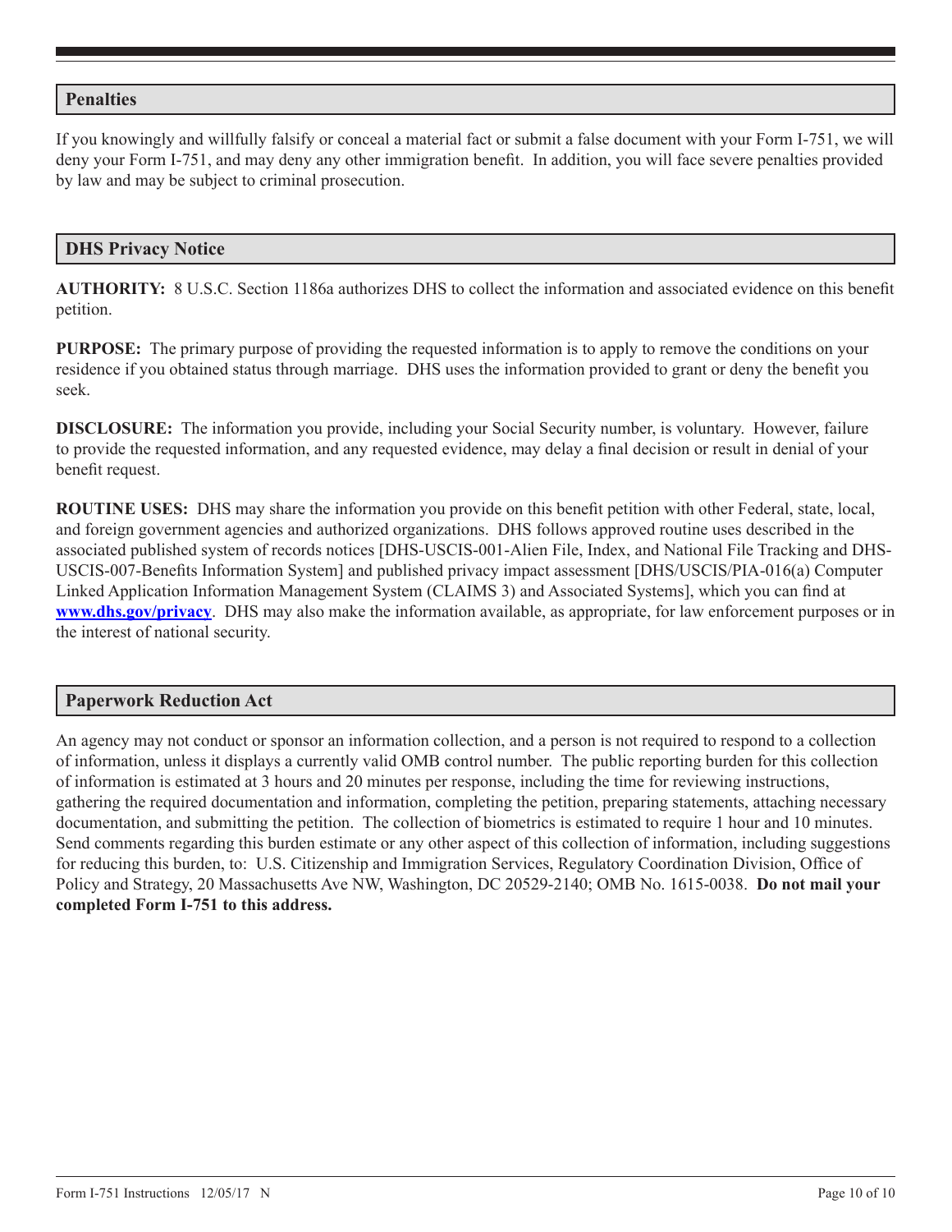## Penalties

If you knowingly and willfully falsify or conceal a material fact or submit a false document with your Form I-751, we will deny your Form I-751, and may deny any other immigration benefit. In addition, you will face severe penalties provided by law and may be subject to criminal prosecution.

## DHS Privacy Notice

**AUTHORITY:** 8 U.S.C. Section 1186a authorizes DHS to collect the information and associated evidence on this benefit petition.

**PURPOSE:** The primary purpose of providing the requested information is to apply to remove the conditions on your residence if you obtained status through marriage. DHS uses the information provided to grant or deny the benefit you seek.

**DISCLOSURE:** The information you provide, including your Social Security number, is voluntary. However, failure to provide the requested information, and any requested evidence, may delay a final decision or result in denial of your benefit request.

**ROUTINE USES:** DHS may share the information you provide on this benefit petition with other Federal, state, local, and foreign government agencies and authorized organizations. DHS follows approved routine uses described in the associated published system of records notices [DHS-USCIS-001-Alien File, Index, and National File Tracking and DHS-USCIS-007-Benefits Information System] and published privacy impact assessment [DHS/USCIS/PIA-016(a) Computer Linked Application Information Management System (CLAIMS 3) and Associated Systems], which you can find at **www.dhs.gov/privacy**. DHS may also make the information available, as appropriate, for law enforcement purposes or in the interest of national security.

## Paperwork Reduction Act

An agency may not conduct or sponsor an information collection, and a person is not required to respond to a collection of information, unless it displays a currently valid OMB control number. The public reporting burden for this collection of information is estimated at 3 hours and 20 minutes per response, including the time for reviewing instructions, gathering the required documentation and information, completing the petition, preparing statements, attaching necessary documentation, and submitting the petition. The collection of biometrics is estimated to require 1 hour and 10 minutes. Send comments regarding this burden estimate or any other aspect of this collection of information, including suggestions for reducing this burden, to: U.S. Citizenship and Immigration Services, Regulatory Coordination Division, Office of Policy and Strategy, 20 Massachusetts Ave NW, Washington, DC 20529-2140; OMB No. 1615-0038. **Do not mail your completed Form I-751 to this address.**